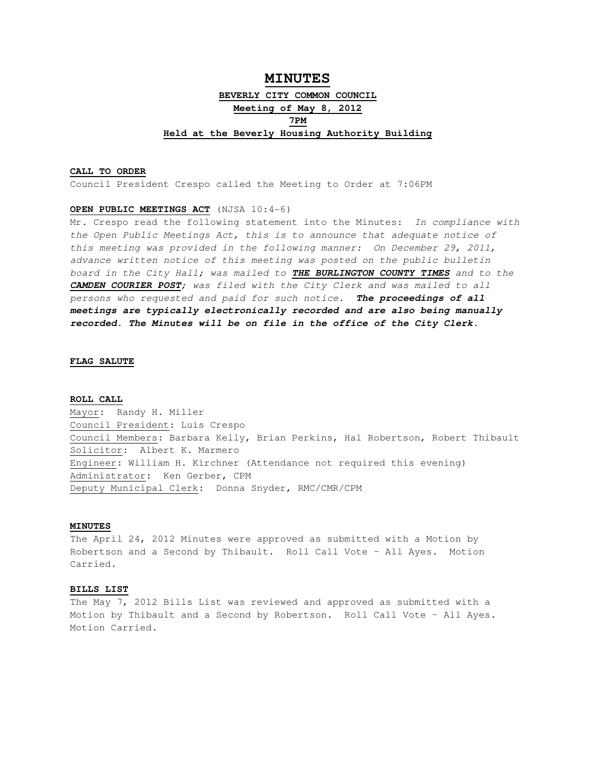# MINUTES

## BEVERLY CITY COMMON COUNCIL

**Meeting of May 8, 2012**

**7PM**

**Held at the Beverly Housing Authority Building**

**CALL TO ORDER**

Council President Crespo called the Meeting to Order at 7:06PM

**OPEN PUBLIC MEETINGS ACT** (NJSA 10:4-6)

Mr. Crespo read the following statement into the Minutes: *In compliance with the Open Public Meetings Act, this is to announce that adequate notice of this meeting was provided in the following manner: On December 29, 2011, advance written notice of this meeting was posted on the public bulletin board in the City Hall; was mailed to* ***THE BURLINGTON COUNTY TIMES*** *and to the* ***CAMDEN COURIER POST****; was filed with the City Clerk and was mailed to all persons who requested and paid for such notice.* ***The proceedings of all meetings are typically electronically recorded and are also being manually recorded. The Minutes will be on file in the office of the City Clerk.***

**FLAG SALUTE**

**ROLL CALL**

Mayor: Randy H. Miller
Council President: Luis Crespo
Council Members: Barbara Kelly, Brian Perkins, Hal Robertson, Robert Thibault
Solicitor: Albert K. Marmero
Engineer: William H. Kirchner (Attendance not required this evening)
Administrator: Ken Gerber, CPM
Deputy Municipal Clerk: Donna Snyder, RMC/CMR/CPM

**MINUTES**

The April 24, 2012 Minutes were approved as submitted with a Motion by Robertson and a Second by Thibault. Roll Call Vote – All Ayes. Motion Carried.

**BILLS LIST**

The May 7, 2012 Bills List was reviewed and approved as submitted with a Motion by Thibault and a Second by Robertson. Roll Call Vote – All Ayes. Motion Carried.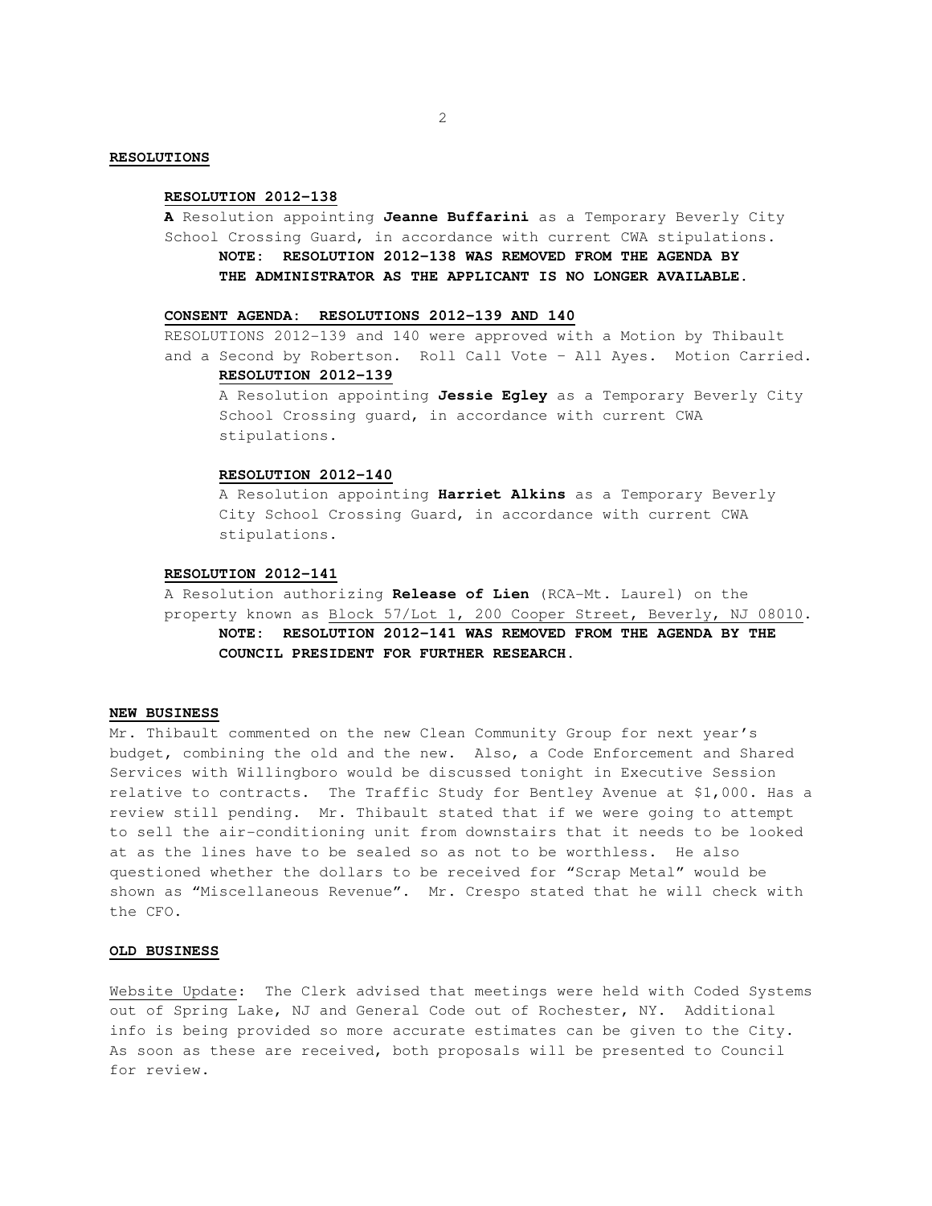## RESOLUTIONS

**RESOLUTION 2012-138**

**A** Resolution appointing **Jeanne Buffarini** as a Temporary Beverly City School Crossing Guard, in accordance with current CWA stipulations.

**NOTE: RESOLUTION 2012-138 WAS REMOVED FROM THE AGENDA BY THE ADMINISTRATOR AS THE APPLICANT IS NO LONGER AVAILABLE.**

**CONSENT AGENDA: RESOLUTIONS 2012-139 AND 140**

RESOLUTIONS 2012-139 and 140 were approved with a Motion by Thibault and a Second by Robertson. Roll Call Vote – All Ayes. Motion Carried.

**RESOLUTION 2012-139**

A Resolution appointing **Jessie Egley** as a Temporary Beverly City School Crossing guard, in accordance with current CWA stipulations.

**RESOLUTION 2012-140**

A Resolution appointing **Harriet Alkins** as a Temporary Beverly City School Crossing Guard, in accordance with current CWA stipulations.

**RESOLUTION 2012-141**

A Resolution authorizing **Release of Lien** (RCA-Mt. Laurel) on the property known as Block 57/Lot 1, 200 Cooper Street, Beverly, NJ 08010.

**NOTE: RESOLUTION 2012-141 WAS REMOVED FROM THE AGENDA BY THE COUNCIL PRESIDENT FOR FURTHER RESEARCH.**

## NEW BUSINESS

Mr. Thibault commented on the new Clean Community Group for next year's budget, combining the old and the new. Also, a Code Enforcement and Shared Services with Willingboro would be discussed tonight in Executive Session relative to contracts. The Traffic Study for Bentley Avenue at $1,000. Has a review still pending. Mr. Thibault stated that if we were going to attempt to sell the air-conditioning unit from downstairs that it needs to be looked at as the lines have to be sealed so as not to be worthless. He also questioned whether the dollars to be received for "Scrap Metal" would be shown as "Miscellaneous Revenue". Mr. Crespo stated that he will check with the CFO.

## OLD BUSINESS

Website Update: The Clerk advised that meetings were held with Coded Systems out of Spring Lake, NJ and General Code out of Rochester, NY. Additional info is being provided so more accurate estimates can be given to the City. As soon as these are received, both proposals will be presented to Council for review.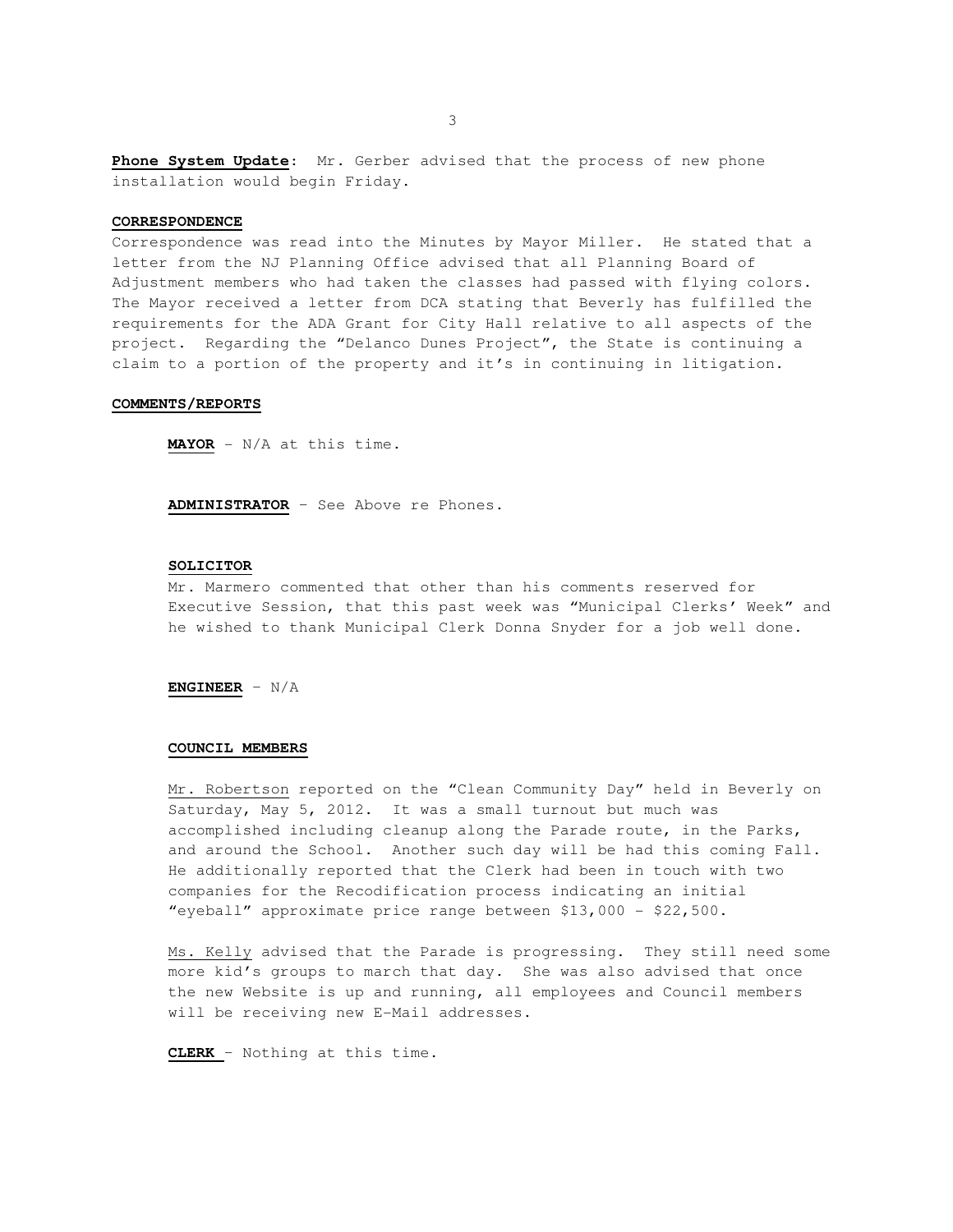**Phone System Update**: Mr. Gerber advised that the process of new phone installation would begin Friday.

**CORRESPONDENCE**

Correspondence was read into the Minutes by Mayor Miller. He stated that a letter from the NJ Planning Office advised that all Planning Board of Adjustment members who had taken the classes had passed with flying colors. The Mayor received a letter from DCA stating that Beverly has fulfilled the requirements for the ADA Grant for City Hall relative to all aspects of the project. Regarding the "Delanco Dunes Project", the State is continuing a claim to a portion of the property and it's in continuing in litigation.

**COMMENTS/REPORTS**

**MAYOR** – N/A at this time.

**ADMINISTRATOR** – See Above re Phones.

**SOLICITOR**

Mr. Marmero commented that other than his comments reserved for Executive Session, that this past week was "Municipal Clerks' Week" and he wished to thank Municipal Clerk Donna Snyder for a job well done.

**ENGINEER** – N/A

**COUNCIL MEMBERS**

Mr. Robertson reported on the "Clean Community Day" held in Beverly on Saturday, May 5, 2012. It was a small turnout but much was accomplished including cleanup along the Parade route, in the Parks, and around the School. Another such day will be had this coming Fall. He additionally reported that the Clerk had been in touch with two companies for the Recodification process indicating an initial "eyeball" approximate price range between $13,000 - $22,500.

Ms. Kelly advised that the Parade is progressing. They still need some more kid's groups to march that day. She was also advised that once the new Website is up and running, all employees and Council members will be receiving new E-Mail addresses.

**CLERK** – Nothing at this time.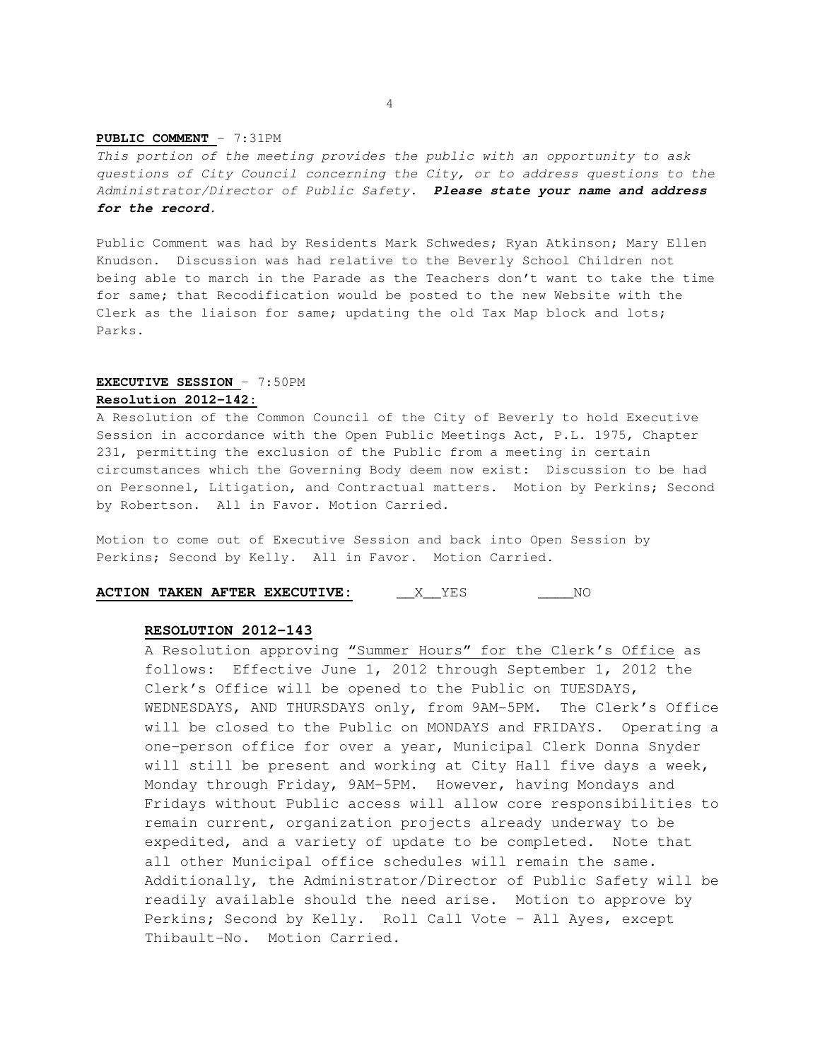**PUBLIC COMMENT** – 7:31PM

*This portion of the meeting provides the public with an opportunity to ask questions of City Council concerning the City, or to address questions to the Administrator/Director of Public Safety.* ***Please state your name and address for the record.***

Public Comment was had by Residents Mark Schwedes; Ryan Atkinson; Mary Ellen Knudson. Discussion was had relative to the Beverly School Children not being able to march in the Parade as the Teachers don't want to take the time for same; that Recodification would be posted to the new Website with the Clerk as the liaison for same; updating the old Tax Map block and lots; Parks.

**EXECUTIVE SESSION** – 7:50PM

**Resolution 2012-142:**

A Resolution of the Common Council of the City of Beverly to hold Executive Session in accordance with the Open Public Meetings Act, P.L. 1975, Chapter 231, permitting the exclusion of the Public from a meeting in certain circumstances which the Governing Body deem now exist: Discussion to be had on Personnel, Litigation, and Contractual matters. Motion by Perkins; Second by Robertson. All in Favor. Motion Carried.

Motion to come out of Executive Session and back into Open Session by Perkins; Second by Kelly. All in Favor. Motion Carried.

**ACTION TAKEN AFTER EXECUTIVE:** __X__YES ____NO

**RESOLUTION 2012-143**

A Resolution approving "Summer Hours" for the Clerk's Office as follows: Effective June 1, 2012 through September 1, 2012 the Clerk's Office will be opened to the Public on TUESDAYS, WEDNESDAYS, AND THURSDAYS only, from 9AM-5PM. The Clerk's Office will be closed to the Public on MONDAYS and FRIDAYS. Operating a one-person office for over a year, Municipal Clerk Donna Snyder will still be present and working at City Hall five days a week, Monday through Friday, 9AM-5PM. However, having Mondays and Fridays without Public access will allow core responsibilities to remain current, organization projects already underway to be expedited, and a variety of update to be completed. Note that all other Municipal office schedules will remain the same. Additionally, the Administrator/Director of Public Safety will be readily available should the need arise. Motion to approve by Perkins; Second by Kelly. Roll Call Vote – All Ayes, except Thibault-No. Motion Carried.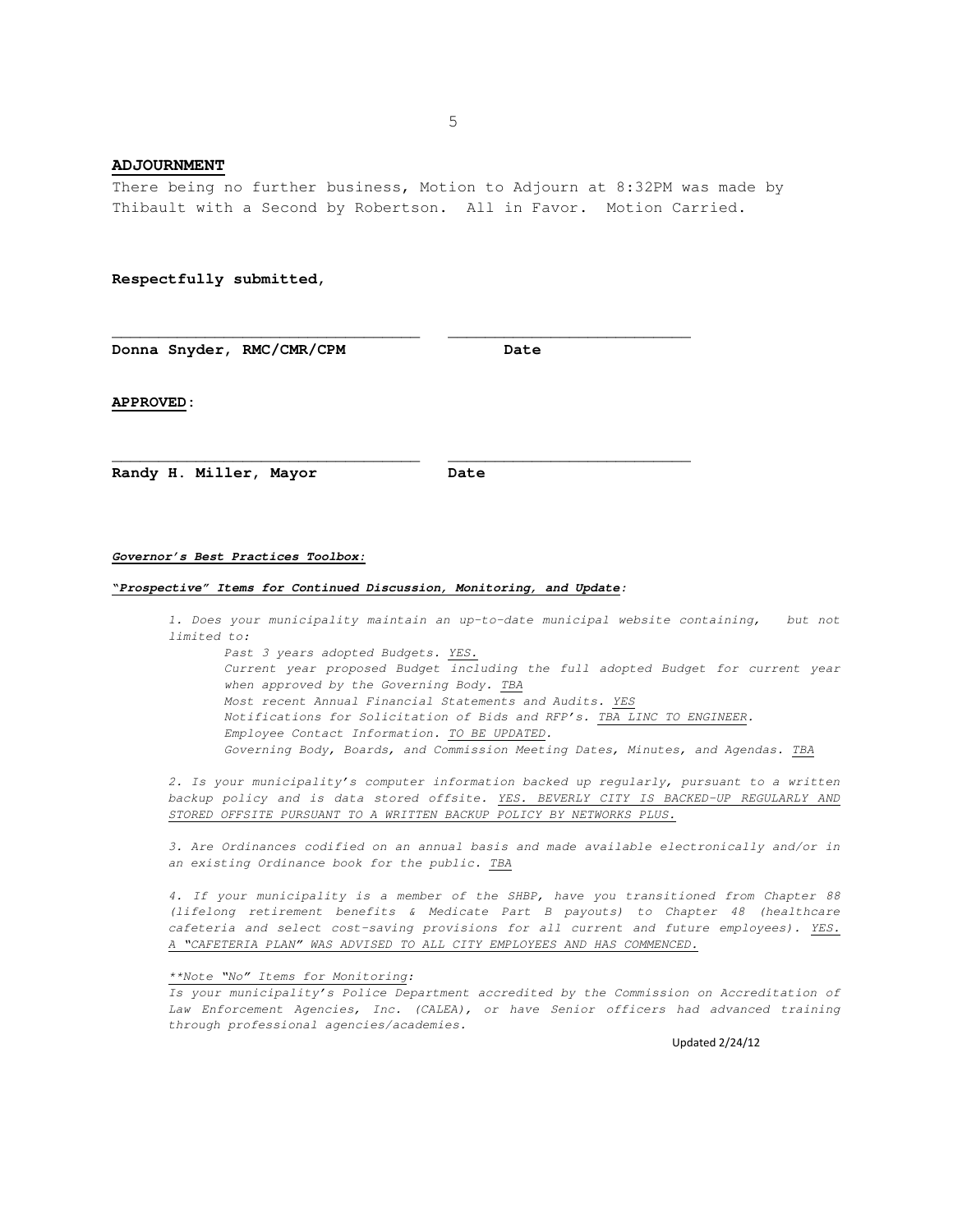**ADJOURNMENT**

There being no further business, Motion to Adjourn at 8:32PM was made by Thibault with a Second by Robertson. All in Favor. Motion Carried.

**Respectfully submitted,**

\_\_\_\_\_\_\_\_\_\_\_\_\_\_\_\_\_\_\_\_\_\_\_\_\_\_\_\_\_\_\_\_ \_\_\_\_\_\_\_\_\_\_\_\_\_\_\_\_\_\_\_\_\_\_\_\_\_\_

**Donna Snyder, RMC/CMR/CPM** **Date**

**APPROVED:**

\_\_\_\_\_\_\_\_\_\_\_\_\_\_\_\_\_\_\_\_\_\_\_\_\_\_\_\_\_\_\_\_ \_\_\_\_\_\_\_\_\_\_\_\_\_\_\_\_\_\_\_\_\_\_\_\_\_\_

**Randy H. Miller, Mayor** **Date**

***Governor's Best Practices Toolbox:***

***"Prospective" Items for Continued Discussion, Monitoring, and Update:***

*1. Does your municipality maintain an up-to-date municipal website containing, but not limited to:*

- *Past 3 years adopted Budgets. YES.*
- *Current year proposed Budget including the full adopted Budget for current year when approved by the Governing Body. TBA*
- *Most recent Annual Financial Statements and Audits. YES*
- *Notifications for Solicitation of Bids and RFP's. TBA LINC TO ENGINEER.*
- *Employee Contact Information. TO BE UPDATED.*
- *Governing Body, Boards, and Commission Meeting Dates, Minutes, and Agendas. TBA*

*2. Is your municipality's computer information backed up regularly, pursuant to a written backup policy and is data stored offsite. YES. BEVERLY CITY IS BACKED-UP REGULARLY AND STORED OFFSITE PURSUANT TO A WRITTEN BACKUP POLICY BY NETWORKS PLUS.*

*3. Are Ordinances codified on an annual basis and made available electronically and/or in an existing Ordinance book for the public. TBA*

*4. If your municipality is a member of the SHBP, have you transitioned from Chapter 88 (lifelong retirement benefits & Medicate Part B payouts) to Chapter 48 (healthcare cafeteria and select cost-saving provisions for all current and future employees). YES. A "CAFETERIA PLAN" WAS ADVISED TO ALL CITY EMPLOYEES AND HAS COMMENCED.*

*\*\*Note "No" Items for Monitoring:*

*Is your municipality's Police Department accredited by the Commission on Accreditation of Law Enforcement Agencies, Inc. (CALEA), or have Senior officers had advanced training through professional agencies/academies.*

Updated 2/24/12